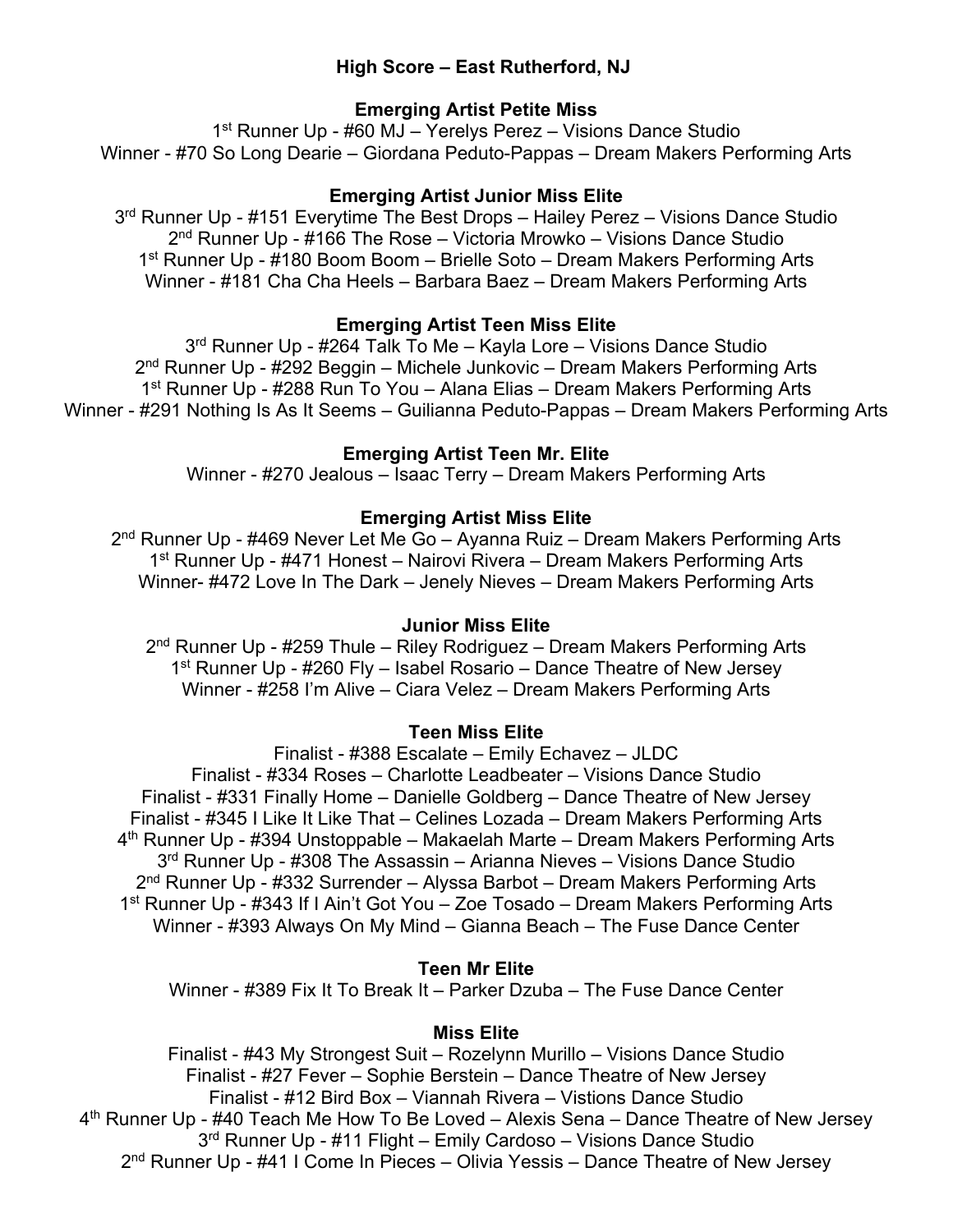# High Score – East Rutherford, NJ

## Emerging Artist Petite Miss

1st Runner Up - #60 MJ – Yerelys Perez – Visions Dance Studio
Winner - #70 So Long Dearie – Giordana Peduto-Pappas – Dream Makers Performing Arts

## Emerging Artist Junior Miss Elite

3rd Runner Up - #151 Everytime The Best Drops – Hailey Perez – Visions Dance Studio
2nd Runner Up - #166 The Rose – Victoria Mrowko – Visions Dance Studio
1st Runner Up - #180 Boom Boom – Brielle Soto – Dream Makers Performing Arts
Winner - #181 Cha Cha Heels – Barbara Baez – Dream Makers Performing Arts

## Emerging Artist Teen Miss Elite

3rd Runner Up - #264 Talk To Me – Kayla Lore – Visions Dance Studio
2nd Runner Up - #292 Beggin – Michele Junkovic – Dream Makers Performing Arts
1st Runner Up - #288 Run To You – Alana Elias – Dream Makers Performing Arts
Winner - #291 Nothing Is As It Seems – Guilianna Peduto-Pappas – Dream Makers Performing Arts

## Emerging Artist Teen Mr. Elite

Winner - #270 Jealous – Isaac Terry – Dream Makers Performing Arts

## Emerging Artist Miss Elite

2nd Runner Up - #469 Never Let Me Go – Ayanna Ruiz – Dream Makers Performing Arts
1st Runner Up - #471 Honest – Nairovi Rivera – Dream Makers Performing Arts
Winner- #472 Love In The Dark – Jenely Nieves – Dream Makers Performing Arts

## Junior Miss Elite

2nd Runner Up - #259 Thule – Riley Rodriguez – Dream Makers Performing Arts
1st Runner Up - #260 Fly – Isabel Rosario – Dance Theatre of New Jersey
Winner - #258 I'm Alive – Ciara Velez – Dream Makers Performing Arts

## Teen Miss Elite

Finalist - #388 Escalate – Emily Echavez – JLDC
Finalist - #334 Roses – Charlotte Leadbeater – Visions Dance Studio
Finalist - #331 Finally Home – Danielle Goldberg – Dance Theatre of New Jersey
Finalist - #345 I Like It Like That – Celines Lozada – Dream Makers Performing Arts
4th Runner Up - #394 Unstoppable – Makaelah Marte – Dream Makers Performing Arts
3rd Runner Up - #308 The Assassin – Arianna Nieves – Visions Dance Studio
2nd Runner Up - #332 Surrender – Alyssa Barbot – Dream Makers Performing Arts
1st Runner Up - #343 If I Ain't Got You – Zoe Tosado – Dream Makers Performing Arts
Winner - #393 Always On My Mind – Gianna Beach – The Fuse Dance Center

## Teen Mr Elite

Winner - #389 Fix It To Break It – Parker Dzuba – The Fuse Dance Center

## Miss Elite

Finalist - #43 My Strongest Suit – Rozelynn Murillo – Visions Dance Studio
Finalist - #27 Fever – Sophie Berstein – Dance Theatre of New Jersey
Finalist - #12 Bird Box – Viannah Rivera – Vistions Dance Studio
4th Runner Up - #40 Teach Me How To Be Loved – Alexis Sena – Dance Theatre of New Jersey
3rd Runner Up - #11 Flight – Emily Cardoso – Visions Dance Studio
2nd Runner Up - #41 I Come In Pieces – Olivia Yessis – Dance Theatre of New Jersey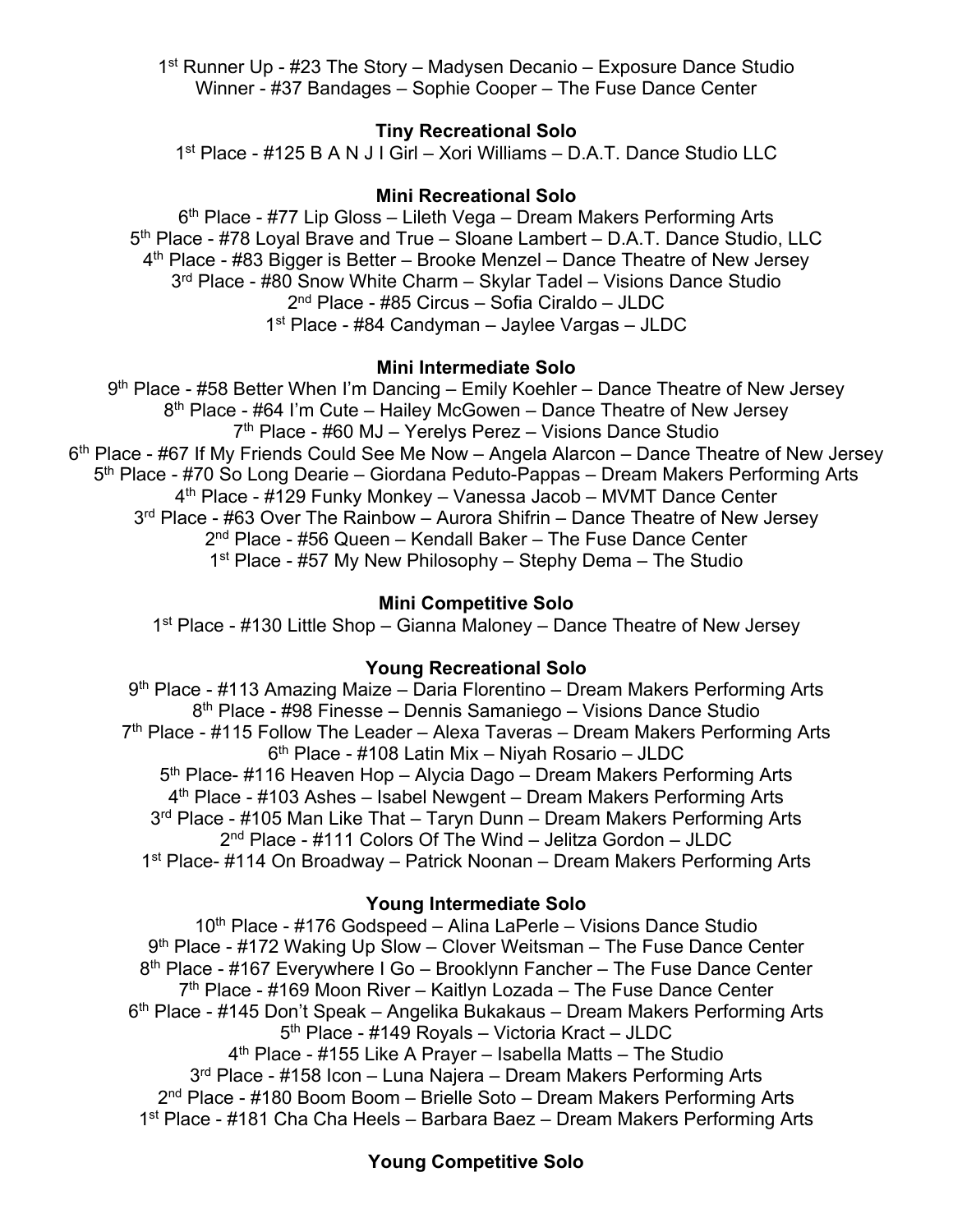1st Runner Up - #23 The Story – Madysen Decanio – Exposure Dance Studio
Winner - #37 Bandages – Sophie Cooper – The Fuse Dance Center

**Tiny Recreational Solo**

1st Place - #125 B A N J I Girl – Xori Williams – D.A.T. Dance Studio LLC

**Mini Recreational Solo**

6th Place - #77 Lip Gloss – Lileth Vega – Dream Makers Performing Arts
5th Place - #78 Loyal Brave and True – Sloane Lambert – D.A.T. Dance Studio, LLC
4th Place - #83 Bigger is Better – Brooke Menzel – Dance Theatre of New Jersey
3rd Place - #80 Snow White Charm – Skylar Tadel – Visions Dance Studio
2nd Place - #85 Circus – Sofia Ciraldo – JLDC
1st Place - #84 Candyman – Jaylee Vargas – JLDC

**Mini Intermediate Solo**

9th Place - #58 Better When I'm Dancing – Emily Koehler – Dance Theatre of New Jersey
8th Place - #64 I'm Cute – Hailey McGowen – Dance Theatre of New Jersey
7th Place - #60 MJ – Yerelys Perez – Visions Dance Studio
6th Place - #67 If My Friends Could See Me Now – Angela Alarcon – Dance Theatre of New Jersey
5th Place - #70 So Long Dearie – Giordana Peduto-Pappas – Dream Makers Performing Arts
4th Place - #129 Funky Monkey – Vanessa Jacob – MVMT Dance Center
3rd Place - #63 Over The Rainbow – Aurora Shifrin – Dance Theatre of New Jersey
2nd Place - #56 Queen – Kendall Baker – The Fuse Dance Center
1st Place - #57 My New Philosophy – Stephy Dema – The Studio

**Mini Competitive Solo**

1st Place - #130 Little Shop – Gianna Maloney – Dance Theatre of New Jersey

**Young Recreational Solo**

9th Place - #113 Amazing Maize – Daria Florentino – Dream Makers Performing Arts
8th Place - #98 Finesse – Dennis Samaniego – Visions Dance Studio
7th Place - #115 Follow The Leader – Alexa Taveras – Dream Makers Performing Arts
6th Place - #108 Latin Mix – Niyah Rosario – JLDC
5th Place- #116 Heaven Hop – Alycia Dago – Dream Makers Performing Arts
4th Place - #103 Ashes – Isabel Newgent – Dream Makers Performing Arts
3rd Place - #105 Man Like That – Taryn Dunn – Dream Makers Performing Arts
2nd Place - #111 Colors Of The Wind – Jelitza Gordon – JLDC
1st Place- #114 On Broadway – Patrick Noonan – Dream Makers Performing Arts

**Young Intermediate Solo**

10th Place - #176 Godspeed – Alina LaPerle – Visions Dance Studio
9th Place - #172 Waking Up Slow – Clover Weitsman – The Fuse Dance Center
8th Place - #167 Everywhere I Go – Brooklynn Fancher – The Fuse Dance Center
7th Place - #169 Moon River – Kaitlyn Lozada – The Fuse Dance Center
6th Place - #145 Don't Speak – Angelika Bukakaus – Dream Makers Performing Arts
5th Place - #149 Royals – Victoria Kract – JLDC
4th Place - #155 Like A Prayer – Isabella Matts – The Studio
3rd Place - #158 Icon – Luna Najera – Dream Makers Performing Arts
2nd Place - #180 Boom Boom – Brielle Soto – Dream Makers Performing Arts
1st Place - #181 Cha Cha Heels – Barbara Baez – Dream Makers Performing Arts

**Young Competitive Solo**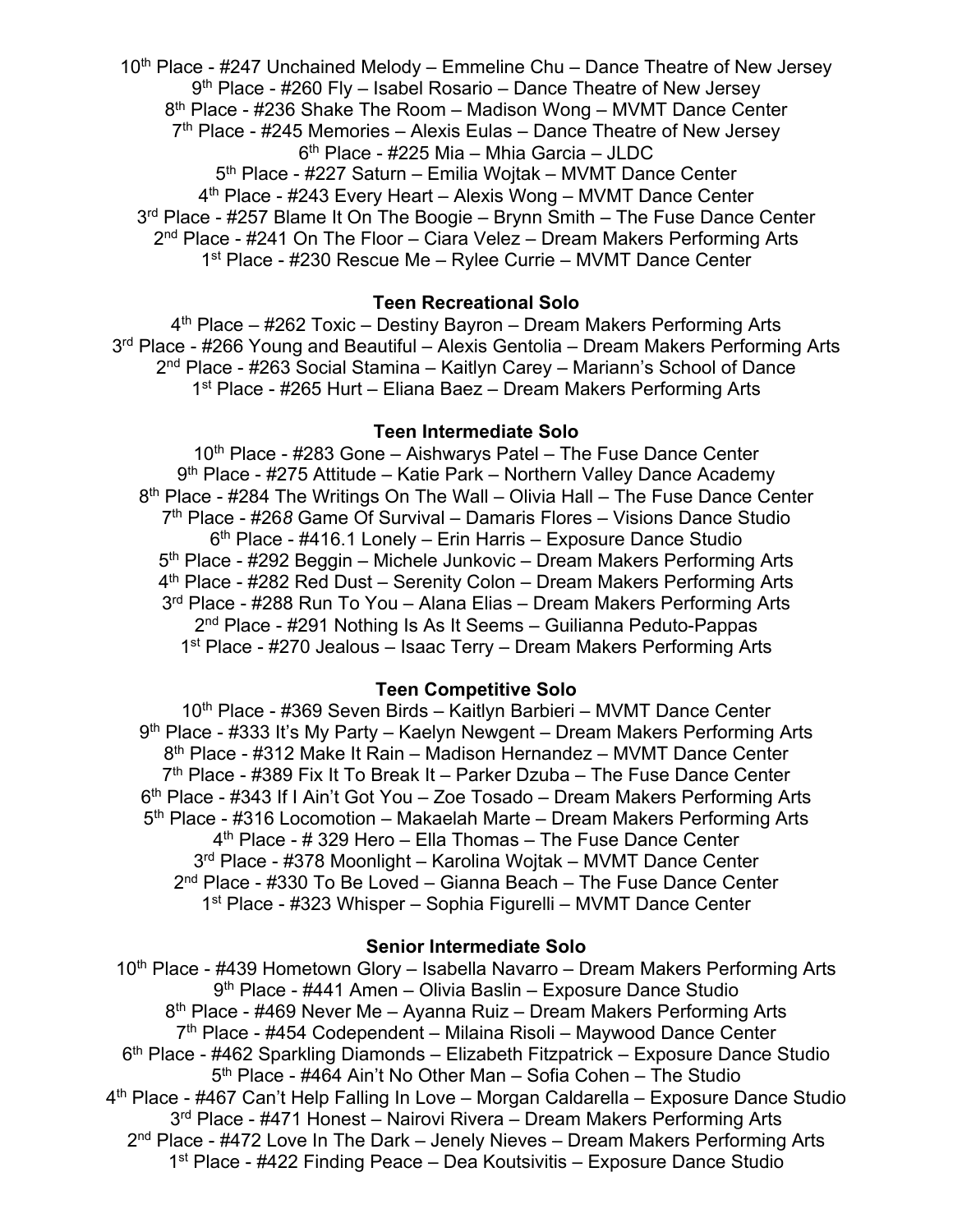10th Place - #247 Unchained Melody – Emmeline Chu – Dance Theatre of New Jersey
9th Place - #260 Fly – Isabel Rosario – Dance Theatre of New Jersey
8th Place - #236 Shake The Room – Madison Wong – MVMT Dance Center
7th Place - #245 Memories – Alexis Eulas – Dance Theatre of New Jersey
6th Place - #225 Mia – Mhia Garcia – JLDC
5th Place - #227 Saturn – Emilia Wojtak – MVMT Dance Center
4th Place - #243 Every Heart – Alexis Wong – MVMT Dance Center
3rd Place - #257 Blame It On The Boogie – Brynn Smith – The Fuse Dance Center
2nd Place - #241 On The Floor – Ciara Velez – Dream Makers Performing Arts
1st Place - #230 Rescue Me – Rylee Currie – MVMT Dance Center

**Teen Recreational Solo**

4th Place – #262 Toxic – Destiny Bayron – Dream Makers Performing Arts
3rd Place - #266 Young and Beautiful – Alexis Gentolia – Dream Makers Performing Arts
2nd Place - #263 Social Stamina – Kaitlyn Carey – Mariann's School of Dance
1st Place - #265 Hurt – Eliana Baez – Dream Makers Performing Arts

**Teen Intermediate Solo**

10th Place - #283 Gone – Aishwarys Patel – The Fuse Dance Center
9th Place - #275 Attitude – Katie Park – Northern Valley Dance Academy
8th Place - #284 The Writings On The Wall – Olivia Hall – The Fuse Dance Center
7th Place - #268 Game Of Survival – Damaris Flores – Visions Dance Studio
6th Place - #416.1 Lonely – Erin Harris – Exposure Dance Studio
5th Place - #292 Beggin – Michele Junkovic – Dream Makers Performing Arts
4th Place - #282 Red Dust – Serenity Colon – Dream Makers Performing Arts
3rd Place - #288 Run To You – Alana Elias – Dream Makers Performing Arts
2nd Place - #291 Nothing Is As It Seems – Guilianna Peduto-Pappas
1st Place - #270 Jealous – Isaac Terry – Dream Makers Performing Arts

**Teen Competitive Solo**

10th Place - #369 Seven Birds – Kaitlyn Barbieri – MVMT Dance Center
9th Place - #333 It's My Party – Kaelyn Newgent – Dream Makers Performing Arts
8th Place - #312 Make It Rain – Madison Hernandez – MVMT Dance Center
7th Place - #389 Fix It To Break It – Parker Dzuba – The Fuse Dance Center
6th Place - #343 If I Ain't Got You – Zoe Tosado – Dream Makers Performing Arts
5th Place - #316 Locomotion – Makaelah Marte – Dream Makers Performing Arts
4th Place - # 329 Hero – Ella Thomas – The Fuse Dance Center
3rd Place - #378 Moonlight – Karolina Wojtak – MVMT Dance Center
2nd Place - #330 To Be Loved – Gianna Beach – The Fuse Dance Center
1st Place - #323 Whisper – Sophia Figurelli – MVMT Dance Center

**Senior Intermediate Solo**

10th Place - #439 Hometown Glory – Isabella Navarro – Dream Makers Performing Arts
9th Place - #441 Amen – Olivia Baslin – Exposure Dance Studio
8th Place - #469 Never Me – Ayanna Ruiz – Dream Makers Performing Arts
7th Place - #454 Codependent – Milaina Risoli – Maywood Dance Center
6th Place - #462 Sparkling Diamonds – Elizabeth Fitzpatrick – Exposure Dance Studio
5th Place - #464 Ain't No Other Man – Sofia Cohen – The Studio
4th Place - #467 Can't Help Falling In Love – Morgan Caldarella – Exposure Dance Studio
3rd Place - #471 Honest – Nairovi Rivera – Dream Makers Performing Arts
2nd Place - #472 Love In The Dark – Jenely Nieves – Dream Makers Performing Arts
1st Place - #422 Finding Peace – Dea Koutsivitis – Exposure Dance Studio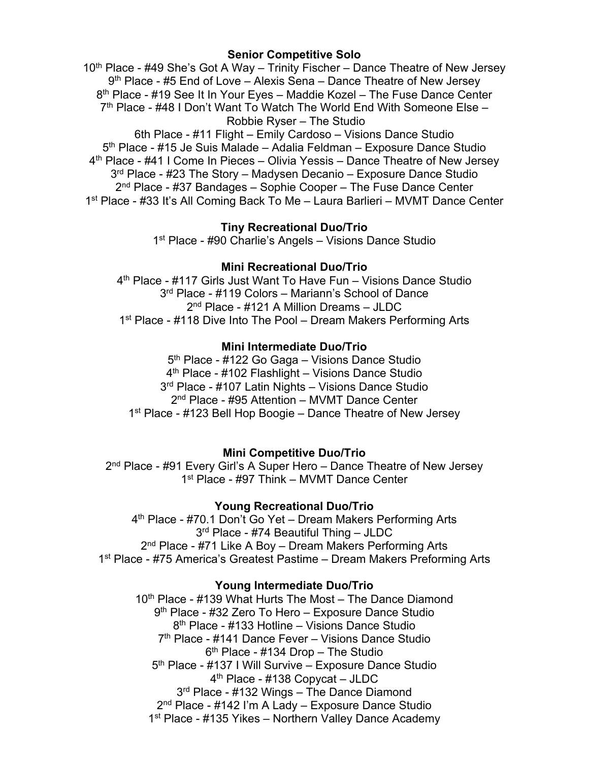**Senior Competitive Solo**

10th Place - #49 She's Got A Way – Trinity Fischer – Dance Theatre of New Jersey
9th Place - #5 End of Love – Alexis Sena – Dance Theatre of New Jersey
8th Place - #19 See It In Your Eyes – Maddie Kozel – The Fuse Dance Center
7th Place - #48 I Don't Want To Watch The World End With Someone Else – Robbie Ryser – The Studio
6th Place - #11 Flight – Emily Cardoso – Visions Dance Studio
5th Place - #15 Je Suis Malade – Adalia Feldman – Exposure Dance Studio
4th Place - #41 I Come In Pieces – Olivia Yessis – Dance Theatre of New Jersey
3rd Place - #23 The Story – Madysen Decanio – Exposure Dance Studio
2nd Place - #37 Bandages – Sophie Cooper – The Fuse Dance Center
1st Place - #33 It's All Coming Back To Me – Laura Barlieri – MVMT Dance Center

**Tiny Recreational Duo/Trio**

1st Place - #90 Charlie's Angels – Visions Dance Studio

**Mini Recreational Duo/Trio**

4th Place - #117 Girls Just Want To Have Fun – Visions Dance Studio
3rd Place - #119 Colors – Mariann's School of Dance
2nd Place - #121 A Million Dreams – JLDC
1st Place - #118 Dive Into The Pool – Dream Makers Performing Arts

**Mini Intermediate Duo/Trio**

5th Place - #122 Go Gaga – Visions Dance Studio
4th Place - #102 Flashlight – Visions Dance Studio
3rd Place - #107 Latin Nights – Visions Dance Studio
2nd Place - #95 Attention – MVMT Dance Center
1st Place - #123 Bell Hop Boogie – Dance Theatre of New Jersey

**Mini Competitive Duo/Trio**

2nd Place - #91 Every Girl's A Super Hero – Dance Theatre of New Jersey
1st Place - #97 Think – MVMT Dance Center

**Young Recreational Duo/Trio**

4th Place - #70.1 Don't Go Yet – Dream Makers Performing Arts
3rd Place - #74 Beautiful Thing – JLDC
2nd Place - #71 Like A Boy – Dream Makers Performing Arts
1st Place - #75 America's Greatest Pastime – Dream Makers Preforming Arts

**Young Intermediate Duo/Trio**

10th Place - #139 What Hurts The Most – The Dance Diamond
9th Place - #32 Zero To Hero – Exposure Dance Studio
8th Place - #133 Hotline – Visions Dance Studio
7th Place - #141 Dance Fever – Visions Dance Studio
6th Place - #134 Drop – The Studio
5th Place - #137 I Will Survive – Exposure Dance Studio
4th Place - #138 Copycat – JLDC
3rd Place - #132 Wings – The Dance Diamond
2nd Place - #142 I'm A Lady – Exposure Dance Studio
1st Place - #135 Yikes – Northern Valley Dance Academy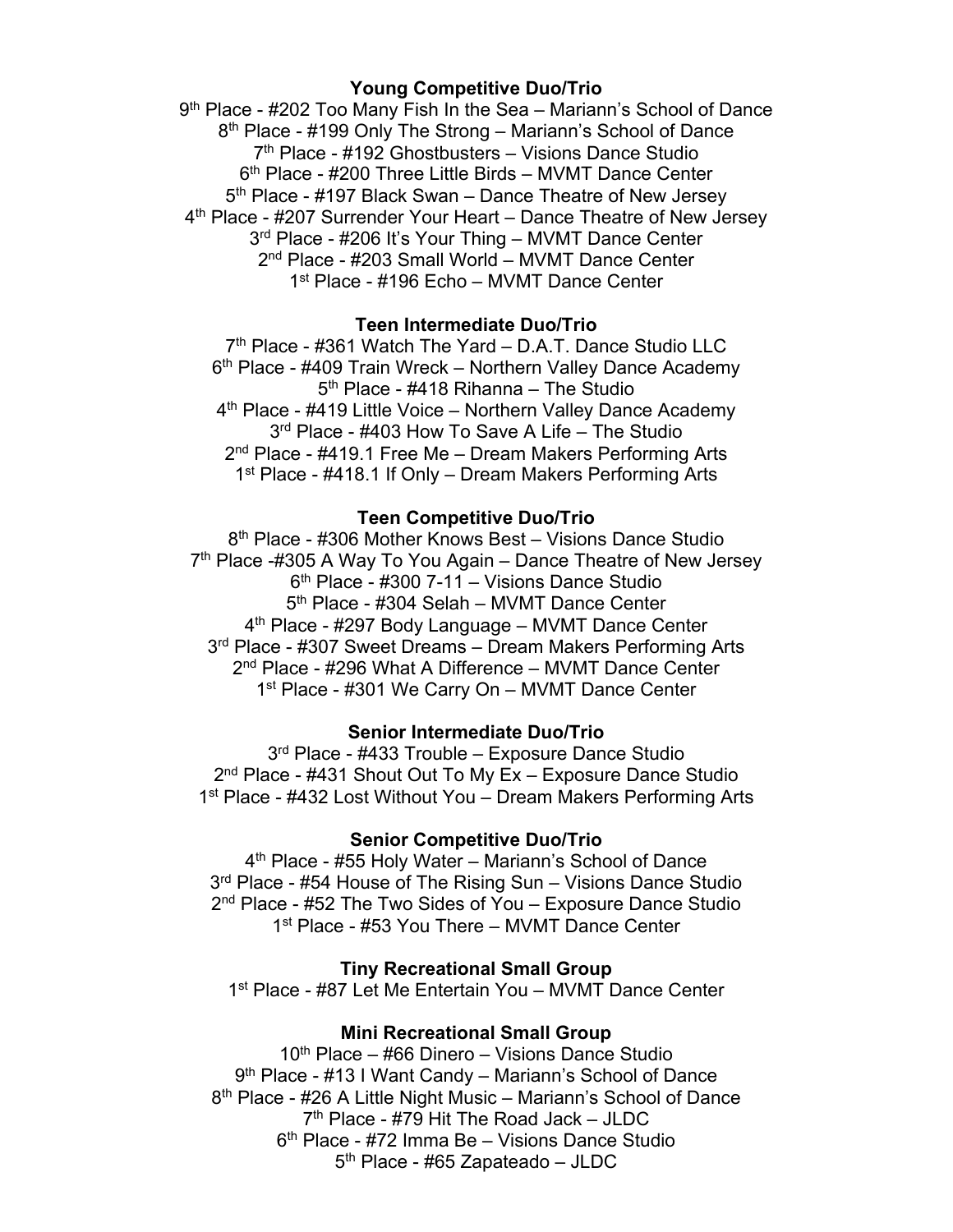**Young Competitive Duo/Trio**

9th Place - #202 Too Many Fish In the Sea – Mariann's School of Dance
8th Place - #199 Only The Strong – Mariann's School of Dance
7th Place - #192 Ghostbusters – Visions Dance Studio
6th Place - #200 Three Little Birds – MVMT Dance Center
5th Place - #197 Black Swan – Dance Theatre of New Jersey
4th Place - #207 Surrender Your Heart – Dance Theatre of New Jersey
3rd Place - #206 It's Your Thing – MVMT Dance Center
2nd Place - #203 Small World – MVMT Dance Center
1st Place - #196 Echo – MVMT Dance Center

**Teen Intermediate Duo/Trio**

7th Place - #361 Watch The Yard – D.A.T. Dance Studio LLC
6th Place - #409 Train Wreck – Northern Valley Dance Academy
5th Place - #418 Rihanna – The Studio
4th Place - #419 Little Voice – Northern Valley Dance Academy
3rd Place - #403 How To Save A Life – The Studio
2nd Place - #419.1 Free Me – Dream Makers Performing Arts
1st Place - #418.1 If Only – Dream Makers Performing Arts

**Teen Competitive Duo/Trio**

8th Place - #306 Mother Knows Best – Visions Dance Studio
7th Place -#305 A Way To You Again – Dance Theatre of New Jersey
6th Place - #300 7-11 – Visions Dance Studio
5th Place - #304 Selah – MVMT Dance Center
4th Place - #297 Body Language – MVMT Dance Center
3rd Place - #307 Sweet Dreams – Dream Makers Performing Arts
2nd Place - #296 What A Difference – MVMT Dance Center
1st Place - #301 We Carry On – MVMT Dance Center

**Senior Intermediate Duo/Trio**

3rd Place - #433 Trouble – Exposure Dance Studio
2nd Place - #431 Shout Out To My Ex – Exposure Dance Studio
1st Place - #432 Lost Without You – Dream Makers Performing Arts

**Senior Competitive Duo/Trio**

4th Place - #55 Holy Water – Mariann's School of Dance
3rd Place - #54 House of The Rising Sun – Visions Dance Studio
2nd Place - #52 The Two Sides of You – Exposure Dance Studio
1st Place - #53 You There – MVMT Dance Center

**Tiny Recreational Small Group**

1st Place - #87 Let Me Entertain You – MVMT Dance Center

**Mini Recreational Small Group**

10th Place – #66 Dinero – Visions Dance Studio
9th Place - #13 I Want Candy – Mariann's School of Dance
8th Place - #26 A Little Night Music – Mariann's School of Dance
7th Place - #79 Hit The Road Jack – JLDC
6th Place - #72 Imma Be – Visions Dance Studio
5th Place - #65 Zapateado – JLDC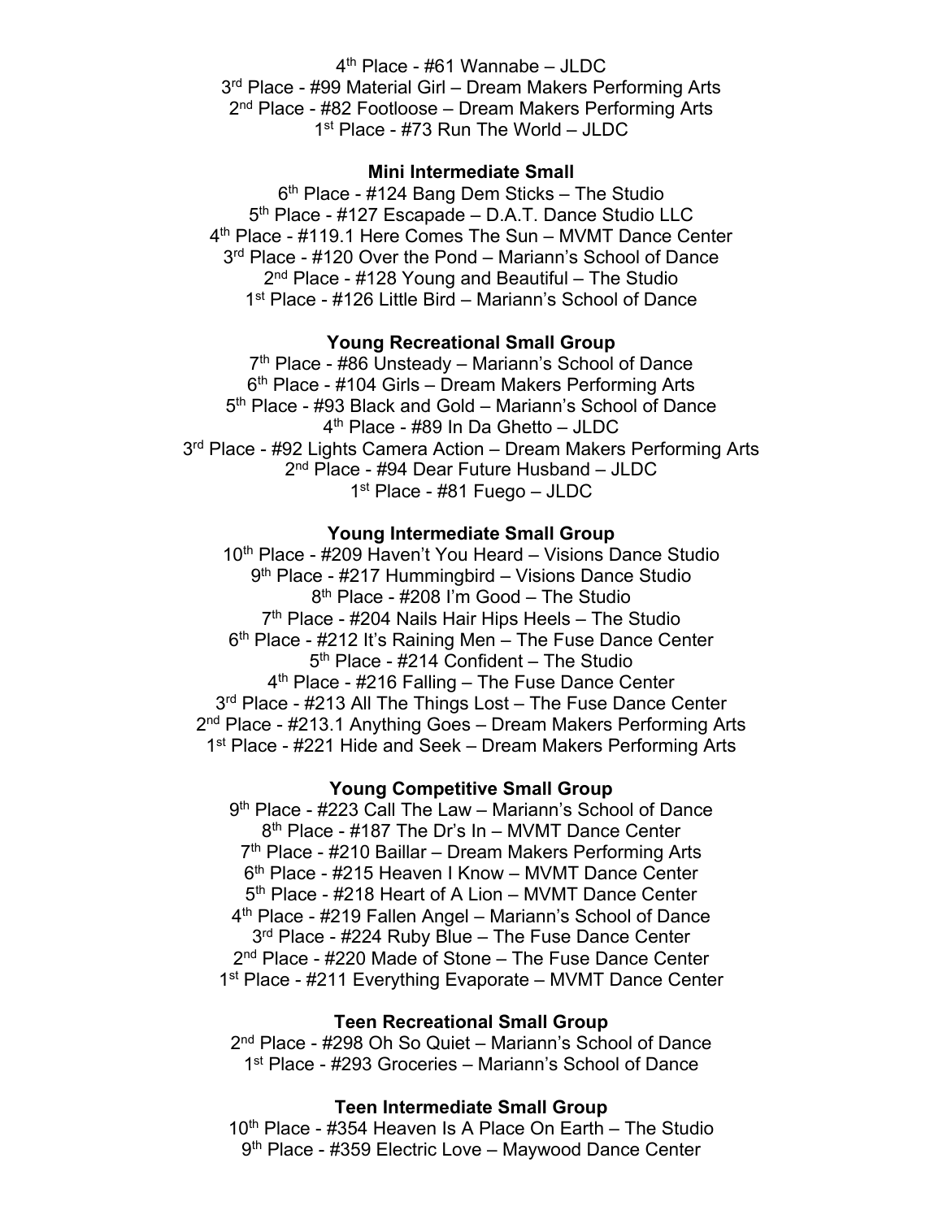4th Place - #61 Wannabe – JLDC
3rd Place - #99 Material Girl – Dream Makers Performing Arts
2nd Place - #82 Footloose – Dream Makers Performing Arts
1st Place - #73 Run The World – JLDC

**Mini Intermediate Small**

6th Place - #124 Bang Dem Sticks – The Studio
5th Place - #127 Escapade – D.A.T. Dance Studio LLC
4th Place - #119.1 Here Comes The Sun – MVMT Dance Center
3rd Place - #120 Over the Pond – Mariann's School of Dance
2nd Place - #128 Young and Beautiful – The Studio
1st Place - #126 Little Bird – Mariann's School of Dance

**Young Recreational Small Group**

7th Place - #86 Unsteady – Mariann's School of Dance
6th Place - #104 Girls – Dream Makers Performing Arts
5th Place - #93 Black and Gold – Mariann's School of Dance
4th Place - #89 In Da Ghetto – JLDC
3rd Place - #92 Lights Camera Action – Dream Makers Performing Arts
2nd Place - #94 Dear Future Husband – JLDC
1st Place - #81 Fuego – JLDC

**Young Intermediate Small Group**

10th Place - #209 Haven't You Heard – Visions Dance Studio
9th Place - #217 Hummingbird – Visions Dance Studio
8th Place - #208 I'm Good – The Studio
7th Place - #204 Nails Hair Hips Heels – The Studio
6th Place - #212 It's Raining Men – The Fuse Dance Center
5th Place - #214 Confident – The Studio
4th Place - #216 Falling – The Fuse Dance Center
3rd Place - #213 All The Things Lost – The Fuse Dance Center
2nd Place - #213.1 Anything Goes – Dream Makers Performing Arts
1st Place - #221 Hide and Seek – Dream Makers Performing Arts

**Young Competitive Small Group**

9th Place - #223 Call The Law – Mariann's School of Dance
8th Place - #187 The Dr's In – MVMT Dance Center
7th Place - #210 Baillar – Dream Makers Performing Arts
6th Place - #215 Heaven I Know – MVMT Dance Center
5th Place - #218 Heart of A Lion – MVMT Dance Center
4th Place - #219 Fallen Angel – Mariann's School of Dance
3rd Place - #224 Ruby Blue – The Fuse Dance Center
2nd Place - #220 Made of Stone – The Fuse Dance Center
1st Place - #211 Everything Evaporate – MVMT Dance Center

**Teen Recreational Small Group**

2nd Place - #298 Oh So Quiet – Mariann's School of Dance
1st Place - #293 Groceries – Mariann's School of Dance

**Teen Intermediate Small Group**

10th Place - #354 Heaven Is A Place On Earth – The Studio
9th Place - #359 Electric Love – Maywood Dance Center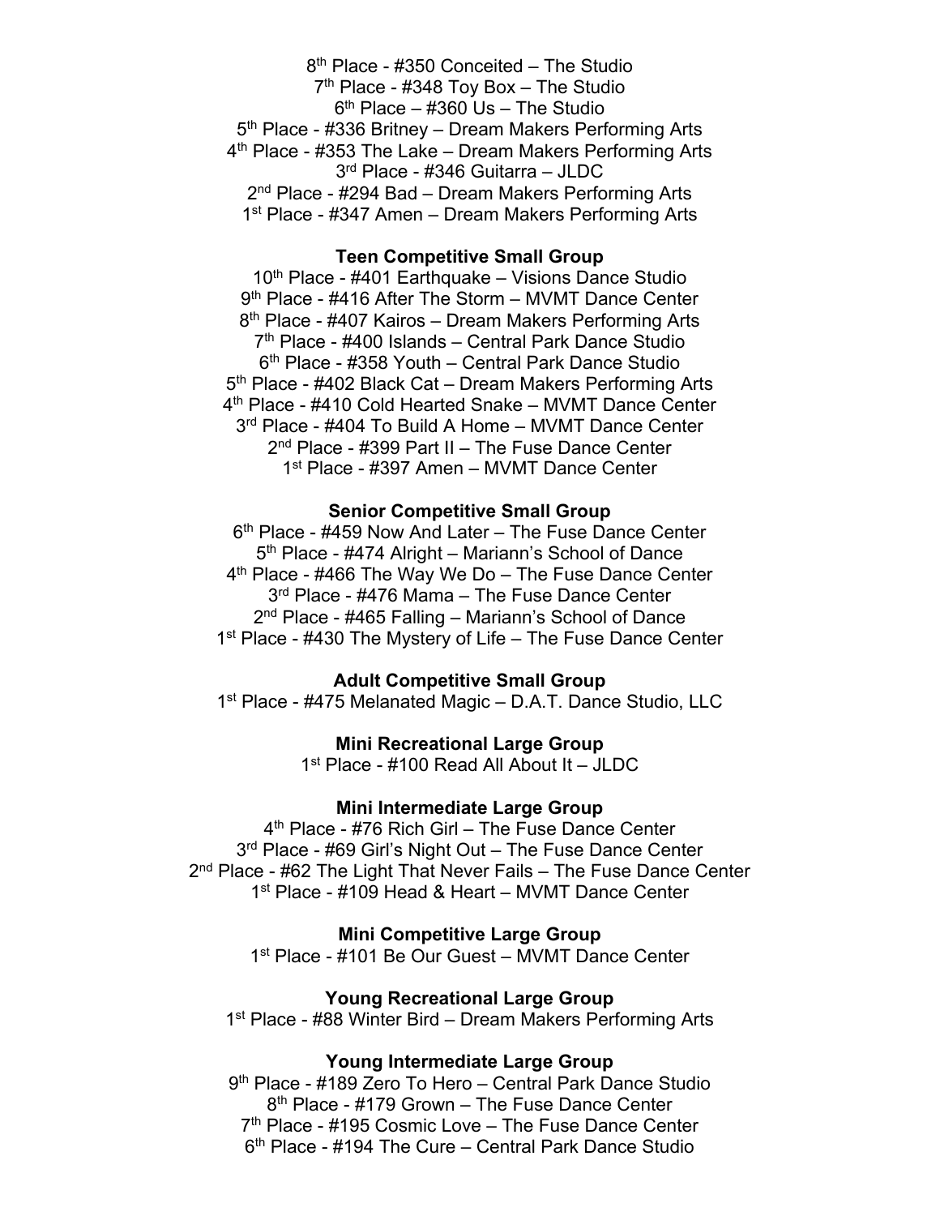8th Place - #350 Conceited – The Studio
7th Place - #348 Toy Box – The Studio
6th Place – #360 Us – The Studio
5th Place - #336 Britney – Dream Makers Performing Arts
4th Place - #353 The Lake – Dream Makers Performing Arts
3rd Place - #346 Guitarra – JLDC
2nd Place - #294 Bad – Dream Makers Performing Arts
1st Place - #347 Amen – Dream Makers Performing Arts

**Teen Competitive Small Group**

10th Place - #401 Earthquake – Visions Dance Studio
9th Place - #416 After The Storm – MVMT Dance Center
8th Place - #407 Kairos – Dream Makers Performing Arts
7th Place - #400 Islands – Central Park Dance Studio
6th Place - #358 Youth – Central Park Dance Studio
5th Place - #402 Black Cat – Dream Makers Performing Arts
4th Place - #410 Cold Hearted Snake – MVMT Dance Center
3rd Place - #404 To Build A Home – MVMT Dance Center
2nd Place - #399 Part II – The Fuse Dance Center
1st Place - #397 Amen – MVMT Dance Center

**Senior Competitive Small Group**

6th Place - #459 Now And Later – The Fuse Dance Center
5th Place - #474 Alright – Mariann's School of Dance
4th Place - #466 The Way We Do – The Fuse Dance Center
3rd Place - #476 Mama – The Fuse Dance Center
2nd Place - #465 Falling – Mariann's School of Dance
1st Place - #430 The Mystery of Life – The Fuse Dance Center

**Adult Competitive Small Group**

1st Place - #475 Melanated Magic – D.A.T. Dance Studio, LLC

**Mini Recreational Large Group**

1st Place - #100 Read All About It – JLDC

**Mini Intermediate Large Group**

4th Place - #76 Rich Girl – The Fuse Dance Center
3rd Place - #69 Girl's Night Out – The Fuse Dance Center
2nd Place - #62 The Light That Never Fails – The Fuse Dance Center
1st Place - #109 Head & Heart – MVMT Dance Center

**Mini Competitive Large Group**

1st Place - #101 Be Our Guest – MVMT Dance Center

**Young Recreational Large Group**

1st Place - #88 Winter Bird – Dream Makers Performing Arts

**Young Intermediate Large Group**

9th Place - #189 Zero To Hero – Central Park Dance Studio
8th Place - #179 Grown – The Fuse Dance Center
7th Place - #195 Cosmic Love – The Fuse Dance Center
6th Place - #194 The Cure – Central Park Dance Studio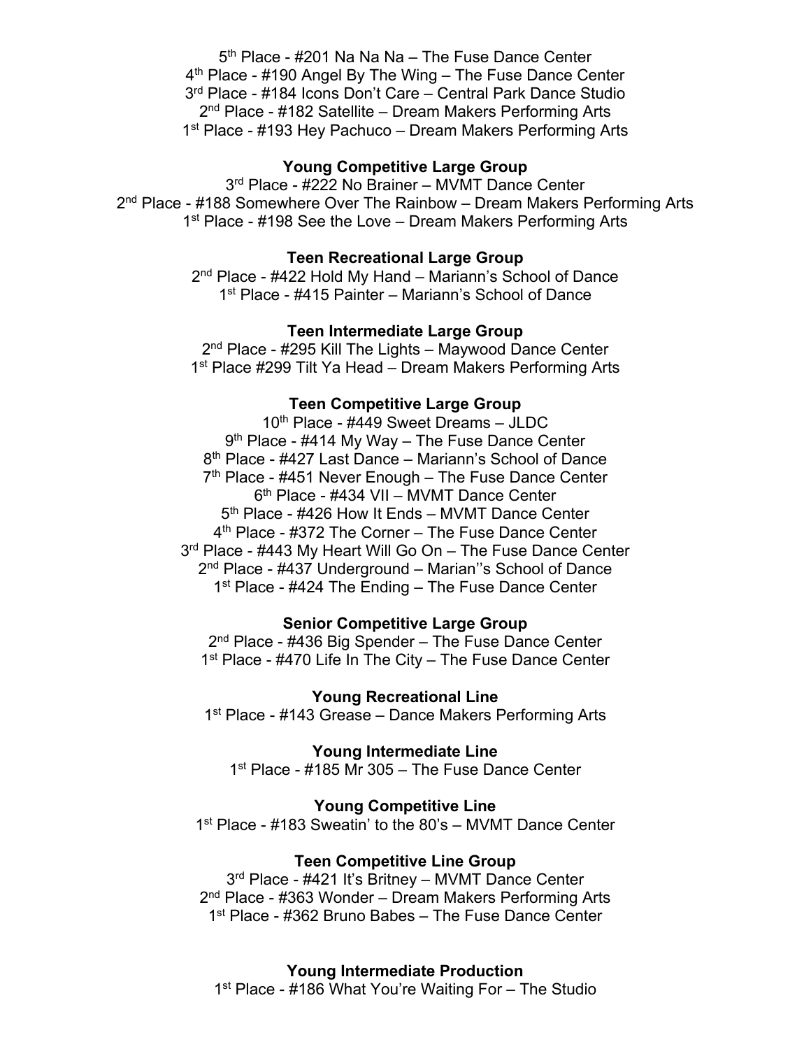5th Place - #201 Na Na Na – The Fuse Dance Center
4th Place - #190 Angel By The Wing – The Fuse Dance Center
3rd Place - #184 Icons Don't Care – Central Park Dance Studio
2nd Place - #182 Satellite – Dream Makers Performing Arts
1st Place - #193 Hey Pachuco – Dream Makers Performing Arts

**Young Competitive Large Group**

3rd Place - #222 No Brainer – MVMT Dance Center
2nd Place - #188 Somewhere Over The Rainbow – Dream Makers Performing Arts
1st Place - #198 See the Love – Dream Makers Performing Arts

**Teen Recreational Large Group**

2nd Place - #422 Hold My Hand – Mariann's School of Dance
1st Place - #415 Painter – Mariann's School of Dance

**Teen Intermediate Large Group**

2nd Place - #295 Kill The Lights – Maywood Dance Center
1st Place #299 Tilt Ya Head – Dream Makers Performing Arts

**Teen Competitive Large Group**

10th Place - #449 Sweet Dreams – JLDC
9th Place - #414 My Way – The Fuse Dance Center
8th Place - #427 Last Dance – Mariann's School of Dance
7th Place - #451 Never Enough – The Fuse Dance Center
6th Place - #434 VII – MVMT Dance Center
5th Place - #426 How It Ends – MVMT Dance Center
4th Place - #372 The Corner – The Fuse Dance Center
3rd Place - #443 My Heart Will Go On – The Fuse Dance Center
2nd Place - #437 Underground – Marian''s School of Dance
1st Place - #424 The Ending – The Fuse Dance Center

**Senior Competitive Large Group**

2nd Place - #436 Big Spender – The Fuse Dance Center
1st Place - #470 Life In The City – The Fuse Dance Center

**Young Recreational Line**

1st Place - #143 Grease – Dance Makers Performing Arts

**Young Intermediate Line**

1st Place - #185 Mr 305 – The Fuse Dance Center

**Young Competitive Line**

1st Place - #183 Sweatin' to the 80's – MVMT Dance Center

**Teen Competitive Line Group**

3rd Place - #421 It's Britney – MVMT Dance Center
2nd Place - #363 Wonder – Dream Makers Performing Arts
1st Place - #362 Bruno Babes – The Fuse Dance Center

**Young Intermediate Production**

1st Place - #186 What You're Waiting For – The Studio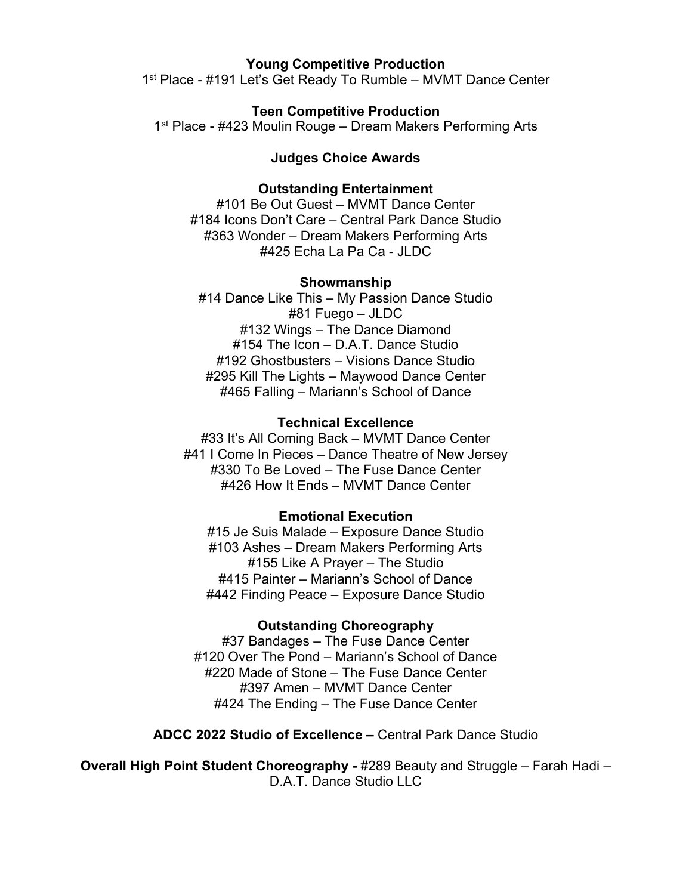**Young Competitive Production**

1st Place - #191 Let's Get Ready To Rumble – MVMT Dance Center

**Teen Competitive Production**

1st Place - #423 Moulin Rouge – Dream Makers Performing Arts

**Judges Choice Awards**

**Outstanding Entertainment**

#101 Be Out Guest – MVMT Dance Center
#184 Icons Don't Care – Central Park Dance Studio
#363 Wonder – Dream Makers Performing Arts
#425 Echa La Pa Ca - JLDC

**Showmanship**

#14 Dance Like This – My Passion Dance Studio
#81 Fuego – JLDC
#132 Wings – The Dance Diamond
#154 The Icon – D.A.T. Dance Studio
#192 Ghostbusters – Visions Dance Studio
#295 Kill The Lights – Maywood Dance Center
#465 Falling – Mariann's School of Dance

**Technical Excellence**

#33 It's All Coming Back – MVMT Dance Center
#41 I Come In Pieces – Dance Theatre of New Jersey
#330 To Be Loved – The Fuse Dance Center
#426 How It Ends – MVMT Dance Center

**Emotional Execution**

#15 Je Suis Malade – Exposure Dance Studio
#103 Ashes – Dream Makers Performing Arts
#155 Like A Prayer – The Studio
#415 Painter – Mariann's School of Dance
#442 Finding Peace – Exposure Dance Studio

**Outstanding Choreography**

#37 Bandages – The Fuse Dance Center
#120 Over The Pond – Mariann's School of Dance
#220 Made of Stone – The Fuse Dance Center
#397 Amen – MVMT Dance Center
#424 The Ending – The Fuse Dance Center

**ADCC 2022 Studio of Excellence –** Central Park Dance Studio

**Overall High Point Student Choreography -** #289 Beauty and Struggle – Farah Hadi – D.A.T. Dance Studio LLC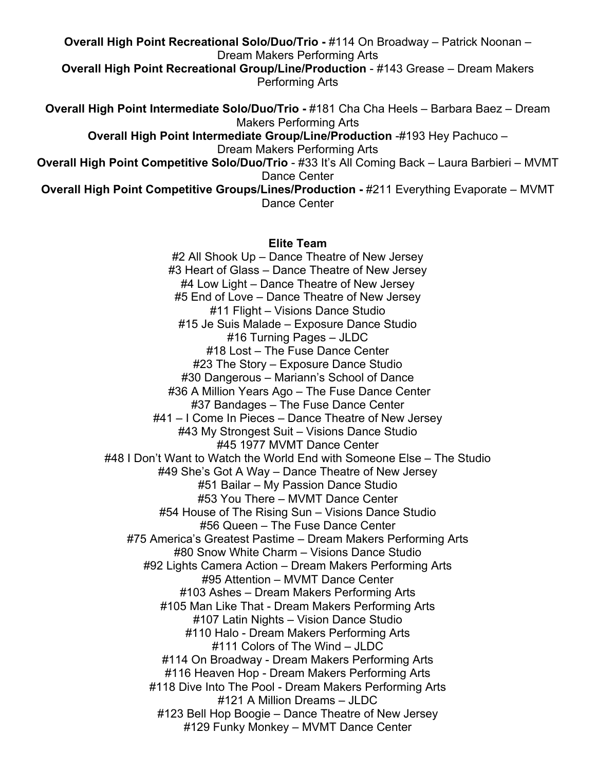**Overall High Point Recreational Solo/Duo/Trio -** #114 On Broadway – Patrick Noonan – Dream Makers Performing Arts

**Overall High Point Recreational Group/Line/Production** - #143 Grease – Dream Makers Performing Arts

**Overall High Point Intermediate Solo/Duo/Trio -** #181 Cha Cha Heels – Barbara Baez – Dream Makers Performing Arts

**Overall High Point Intermediate Group/Line/Production** -#193 Hey Pachuco – Dream Makers Performing Arts

**Overall High Point Competitive Solo/Duo/Trio** - #33 It's All Coming Back – Laura Barbieri – MVMT Dance Center

**Overall High Point Competitive Groups/Lines/Production -** #211 Everything Evaporate – MVMT Dance Center

**Elite Team**

#2 All Shook Up – Dance Theatre of New Jersey
#3 Heart of Glass – Dance Theatre of New Jersey
#4 Low Light – Dance Theatre of New Jersey
#5 End of Love – Dance Theatre of New Jersey
#11 Flight – Visions Dance Studio
#15 Je Suis Malade – Exposure Dance Studio
#16 Turning Pages – JLDC
#18 Lost – The Fuse Dance Center
#23 The Story – Exposure Dance Studio
#30 Dangerous – Mariann's School of Dance
#36 A Million Years Ago – The Fuse Dance Center
#37 Bandages – The Fuse Dance Center
#41 – I Come In Pieces – Dance Theatre of New Jersey
#43 My Strongest Suit – Visions Dance Studio
#45 1977 MVMT Dance Center
#48 I Don't Want to Watch the World End with Someone Else – The Studio
#49 She's Got A Way – Dance Theatre of New Jersey
#51 Bailar – My Passion Dance Studio
#53 You There – MVMT Dance Center
#54 House of The Rising Sun – Visions Dance Studio
#56 Queen – The Fuse Dance Center
#75 America's Greatest Pastime – Dream Makers Performing Arts
#80 Snow White Charm – Visions Dance Studio
#92 Lights Camera Action – Dream Makers Performing Arts
#95 Attention – MVMT Dance Center
#103 Ashes – Dream Makers Performing Arts
#105 Man Like That - Dream Makers Performing Arts
#107 Latin Nights – Vision Dance Studio
#110 Halo - Dream Makers Performing Arts
#111 Colors of The Wind – JLDC
#114 On Broadway - Dream Makers Performing Arts
#116 Heaven Hop - Dream Makers Performing Arts
#118 Dive Into The Pool - Dream Makers Performing Arts
#121 A Million Dreams – JLDC
#123 Bell Hop Boogie – Dance Theatre of New Jersey
#129 Funky Monkey – MVMT Dance Center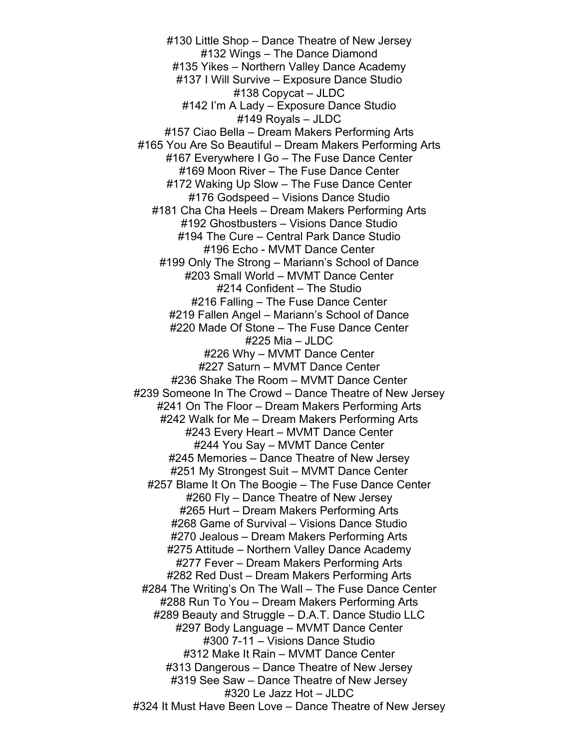#130 Little Shop – Dance Theatre of New Jersey
#132 Wings – The Dance Diamond
#135 Yikes – Northern Valley Dance Academy
#137 I Will Survive – Exposure Dance Studio
#138 Copycat – JLDC
#142 I'm A Lady – Exposure Dance Studio
#149 Royals – JLDC
#157 Ciao Bella – Dream Makers Performing Arts
#165 You Are So Beautiful – Dream Makers Performing Arts
#167 Everywhere I Go – The Fuse Dance Center
#169 Moon River – The Fuse Dance Center
#172 Waking Up Slow – The Fuse Dance Center
#176 Godspeed – Visions Dance Studio
#181 Cha Cha Heels – Dream Makers Performing Arts
#192 Ghostbusters – Visions Dance Studio
#194 The Cure – Central Park Dance Studio
#196 Echo - MVMT Dance Center
#199 Only The Strong – Mariann's School of Dance
#203 Small World – MVMT Dance Center
#214 Confident – The Studio
#216 Falling – The Fuse Dance Center
#219 Fallen Angel – Mariann's School of Dance
#220 Made Of Stone – The Fuse Dance Center
#225 Mia – JLDC
#226 Why – MVMT Dance Center
#227 Saturn – MVMT Dance Center
#236 Shake The Room – MVMT Dance Center
#239 Someone In The Crowd – Dance Theatre of New Jersey
#241 On The Floor – Dream Makers Performing Arts
#242 Walk for Me – Dream Makers Performing Arts
#243 Every Heart – MVMT Dance Center
#244 You Say – MVMT Dance Center
#245 Memories – Dance Theatre of New Jersey
#251 My Strongest Suit – MVMT Dance Center
#257 Blame It On The Boogie – The Fuse Dance Center
#260 Fly – Dance Theatre of New Jersey
#265 Hurt – Dream Makers Performing Arts
#268 Game of Survival – Visions Dance Studio
#270 Jealous – Dream Makers Performing Arts
#275 Attitude – Northern Valley Dance Academy
#277 Fever – Dream Makers Performing Arts
#282 Red Dust – Dream Makers Performing Arts
#284 The Writing's On The Wall – The Fuse Dance Center
#288 Run To You – Dream Makers Performing Arts
#289 Beauty and Struggle – D.A.T. Dance Studio LLC
#297 Body Language – MVMT Dance Center
#300 7-11 – Visions Dance Studio
#312 Make It Rain – MVMT Dance Center
#313 Dangerous – Dance Theatre of New Jersey
#319 See Saw – Dance Theatre of New Jersey
#320 Le Jazz Hot – JLDC
#324 It Must Have Been Love – Dance Theatre of New Jersey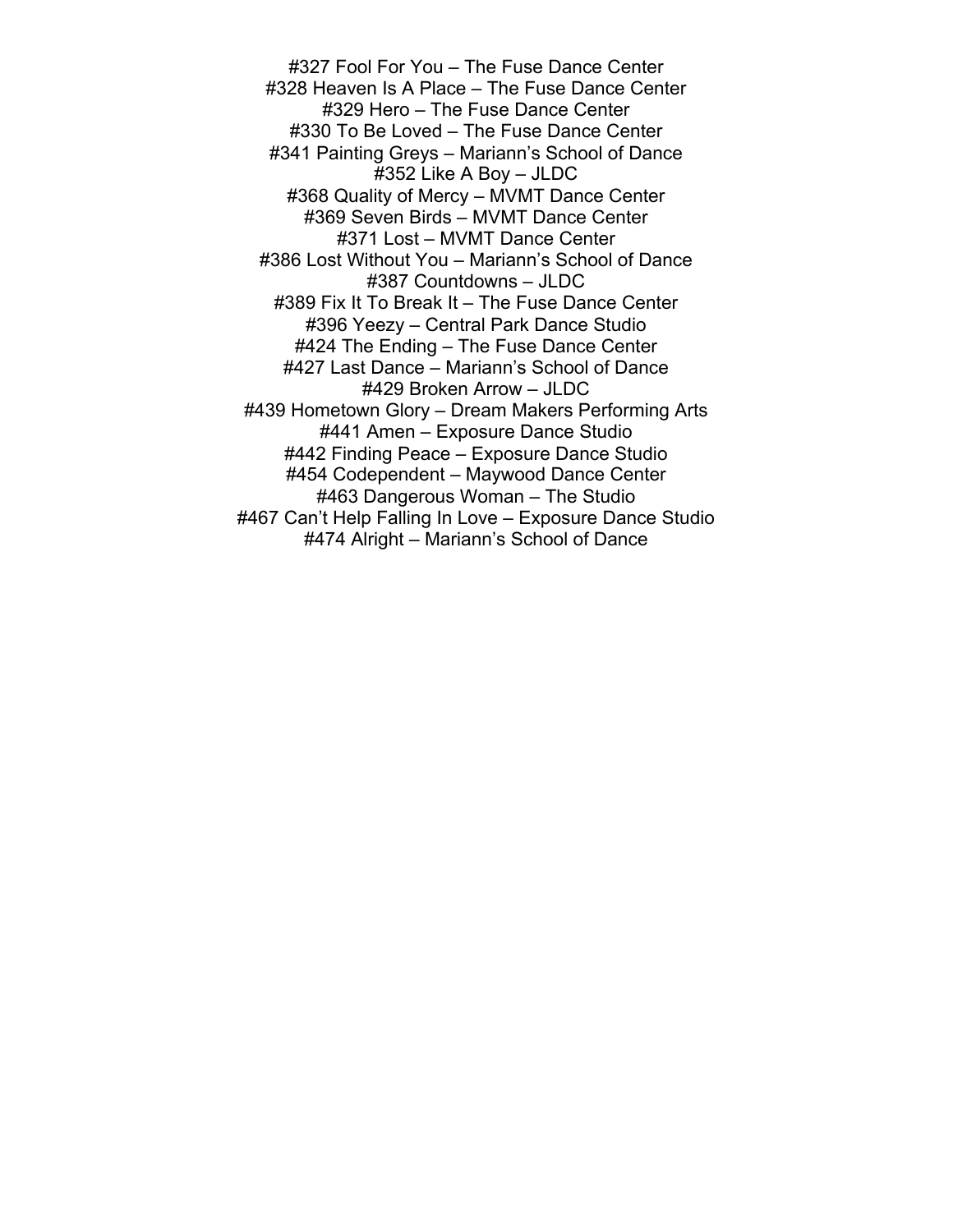#327 Fool For You – The Fuse Dance Center
#328 Heaven Is A Place – The Fuse Dance Center
#329 Hero – The Fuse Dance Center
#330 To Be Loved – The Fuse Dance Center
#341 Painting Greys – Mariann's School of Dance
#352 Like A Boy – JLDC
#368 Quality of Mercy – MVMT Dance Center
#369 Seven Birds – MVMT Dance Center
#371 Lost – MVMT Dance Center
#386 Lost Without You – Mariann's School of Dance
#387 Countdowns – JLDC
#389 Fix It To Break It – The Fuse Dance Center
#396 Yeezy – Central Park Dance Studio
#424 The Ending – The Fuse Dance Center
#427 Last Dance – Mariann's School of Dance
#429 Broken Arrow – JLDC
#439 Hometown Glory – Dream Makers Performing Arts
#441 Amen – Exposure Dance Studio
#442 Finding Peace – Exposure Dance Studio
#454 Codependent – Maywood Dance Center
#463 Dangerous Woman – The Studio
#467 Can't Help Falling In Love – Exposure Dance Studio
#474 Alright – Mariann's School of Dance